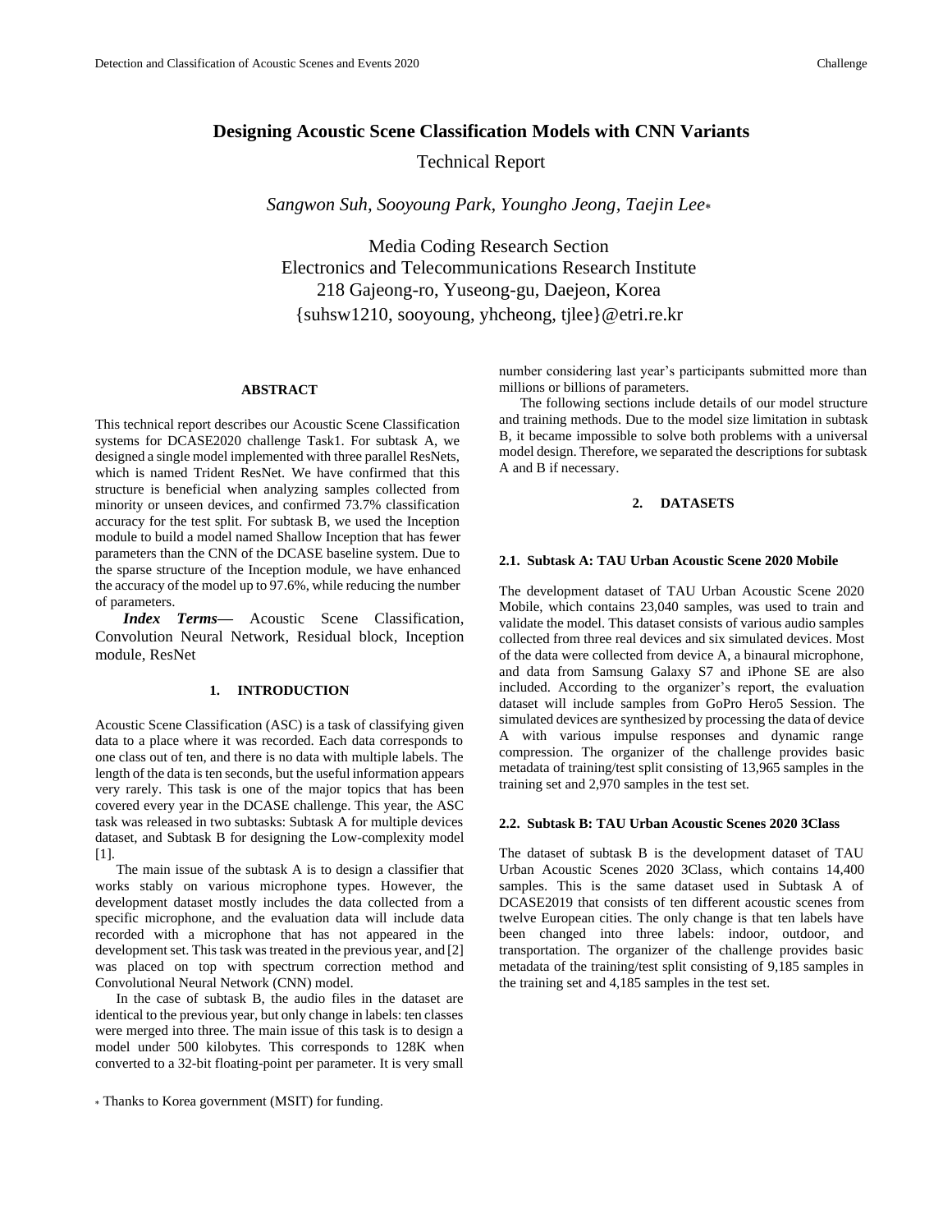# Designing Acoustic Scene Classification Models with CNN Variants

Technical Report

*Sangwon Suh, Sooyoung Park, Youngho Jeong, Taejin Lee*\*

Media Coding Research Section
Electronics and Telecommunications Research Institute
218 Gajeong-ro, Yuseong-gu, Daejeon, Korea
{suhsw1210, sooyoung, yhcheong, tjlee}@etri.re.kr

## ABSTRACT

This technical report describes our Acoustic Scene Classification systems for DCASE2020 challenge Task1. For subtask A, we designed a single model implemented with three parallel ResNets, which is named Trident ResNet. We have confirmed that this structure is beneficial when analyzing samples collected from minority or unseen devices, and confirmed 73.7% classification accuracy for the test split. For subtask B, we used the Inception module to build a model named Shallow Inception that has fewer parameters than the CNN of the DCASE baseline system. Due to the sparse structure of the Inception module, we have enhanced the accuracy of the model up to 97.6%, while reducing the number of parameters.

***Index Terms*—** Acoustic Scene Classification, Convolution Neural Network, Residual block, Inception module, ResNet

## 1. INTRODUCTION

Acoustic Scene Classification (ASC) is a task of classifying given data to a place where it was recorded. Each data corresponds to one class out of ten, and there is no data with multiple labels. The length of the data is ten seconds, but the useful information appears very rarely. This task is one of the major topics that has been covered every year in the DCASE challenge. This year, the ASC task was released in two subtasks: Subtask A for multiple devices dataset, and Subtask B for designing the Low-complexity model [1].

The main issue of the subtask A is to design a classifier that works stably on various microphone types. However, the development dataset mostly includes the data collected from a specific microphone, and the evaluation data will include data recorded with a microphone that has not appeared in the development set. This task was treated in the previous year, and [2] was placed on top with spectrum correction method and Convolutional Neural Network (CNN) model.

In the case of subtask B, the audio files in the dataset are identical to the previous year, but only change in labels: ten classes were merged into three. The main issue of this task is to design a model under 500 kilobytes. This corresponds to 128K when converted to a 32-bit floating-point per parameter. It is very small number considering last year's participants submitted more than millions or billions of parameters.

The following sections include details of our model structure and training methods. Due to the model size limitation in subtask B, it became impossible to solve both problems with a universal model design. Therefore, we separated the descriptions for subtask A and B if necessary.

## 2. DATASETS

### 2.1. Subtask A: TAU Urban Acoustic Scene 2020 Mobile

The development dataset of TAU Urban Acoustic Scene 2020 Mobile, which contains 23,040 samples, was used to train and validate the model. This dataset consists of various audio samples collected from three real devices and six simulated devices. Most of the data were collected from device A, a binaural microphone, and data from Samsung Galaxy S7 and iPhone SE are also included. According to the organizer's report, the evaluation dataset will include samples from GoPro Hero5 Session. The simulated devices are synthesized by processing the data of device A with various impulse responses and dynamic range compression. The organizer of the challenge provides basic metadata of training/test split consisting of 13,965 samples in the training set and 2,970 samples in the test set.

### 2.2. Subtask B: TAU Urban Acoustic Scenes 2020 3Class

The dataset of subtask B is the development dataset of TAU Urban Acoustic Scenes 2020 3Class, which contains 14,400 samples. This is the same dataset used in Subtask A of DCASE2019 that consists of ten different acoustic scenes from twelve European cities. The only change is that ten labels have been changed into three labels: indoor, outdoor, and transportation. The organizer of the challenge provides basic metadata of the training/test split consisting of 9,185 samples in the training set and 4,185 samples in the test set.

\* Thanks to Korea government (MSIT) for funding.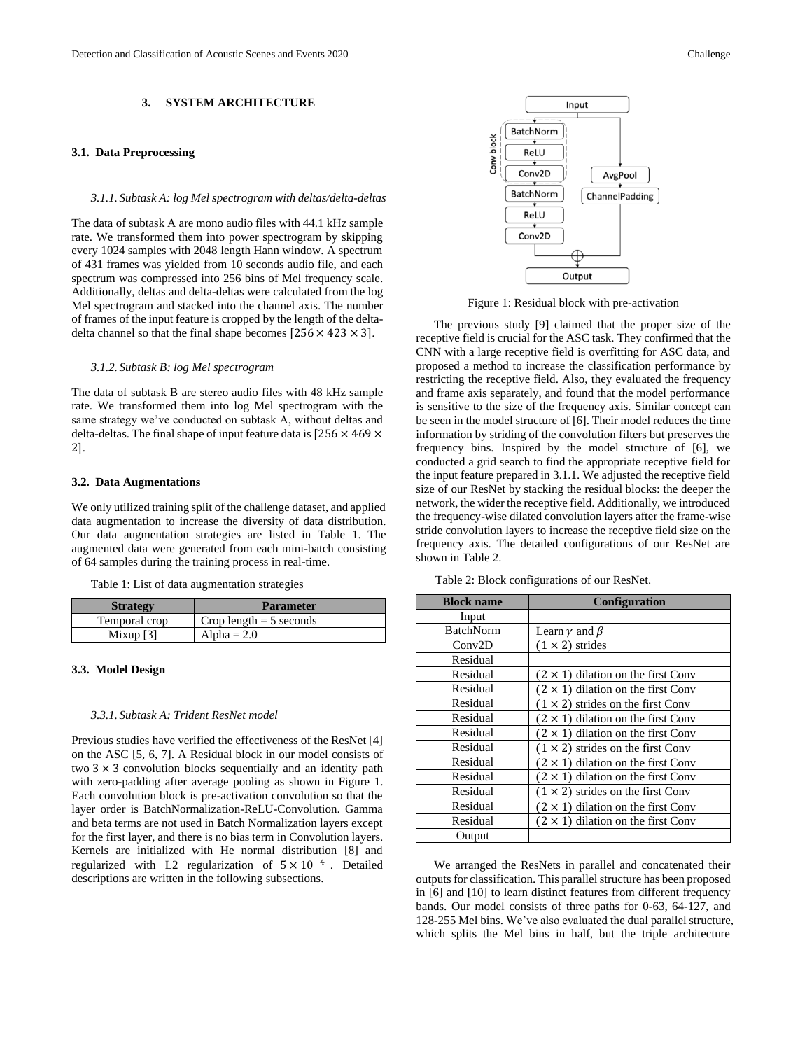## 3. SYSTEM ARCHITECTURE

### 3.1. Data Preprocessing

#### *3.1.1. Subtask A: log Mel spectrogram with deltas/delta-deltas*

The data of subtask A are mono audio files with 44.1 kHz sample rate. We transformed them into power spectrogram by skipping every 1024 samples with 2048 length Hann window. A spectrum of 431 frames was yielded from 10 seconds audio file, and each spectrum was compressed into 256 bins of Mel frequency scale. Additionally, deltas and delta-deltas were calculated from the log Mel spectrogram and stacked into the channel axis. The number of frames of the input feature is cropped by the length of the delta-delta channel so that the final shape becomes $[256 \times 423 \times 3]$.

#### *3.1.2. Subtask B: log Mel spectrogram*

The data of subtask B are stereo audio files with 48 kHz sample rate. We transformed them into log Mel spectrogram with the same strategy we've conducted on subtask A, without deltas and delta-deltas. The final shape of input feature data is $[256 \times 469 \times 2]$.

### 3.2. Data Augmentations

We only utilized training split of the challenge dataset, and applied data augmentation to increase the diversity of data distribution. Our data augmentation strategies are listed in Table 1. The augmented data were generated from each mini-batch consisting of 64 samples during the training process in real-time.

Table 1: List of data augmentation strategies

| Strategy | Parameter |
|---|---|
| Temporal crop | Crop length = 5 seconds |
| Mixup [3] | Alpha = 2.0 |

### 3.3. Model Design

#### *3.3.1. Subtask A: Trident ResNet model*

Previous studies have verified the effectiveness of the ResNet [4] on the ASC [5, 6, 7]. A Residual block in our model consists of two $3 \times 3$ convolution blocks sequentially and an identity path with zero-padding after average pooling as shown in Figure 1. Each convolution block is pre-activation convolution so that the layer order is BatchNormalization-ReLU-Convolution. Gamma and beta terms are not used in Batch Normalization layers except for the first layer, and there is no bias term in Convolution layers. Kernels are initialized with He normal distribution [8] and regularized with L2 regularization of $5 \times 10^{-4}$. Detailed descriptions are written in the following subsections.

Figure 1: Residual block with pre-activation

The previous study [9] claimed that the proper size of the receptive field is crucial for the ASC task. They confirmed that the CNN with a large receptive field is overfitting for ASC data, and proposed a method to increase the classification performance by restricting the receptive field. Also, they evaluated the frequency and frame axis separately, and found that the model performance is sensitive to the size of the frequency axis. Similar concept can be seen in the model structure of [6]. Their model reduces the time information by striding of the convolution filters but preserves the frequency bins. Inspired by the model structure of [6], we conducted a grid search to find the appropriate receptive field for the input feature prepared in 3.1.1. We adjusted the receptive field size of our ResNet by stacking the residual blocks: the deeper the network, the wider the receptive field. Additionally, we introduced the frequency-wise dilated convolution layers after the frame-wise stride convolution layers to increase the receptive field size on the frequency axis. The detailed configurations of our ResNet are shown in Table 2.

Table 2: Block configurations of our ResNet.

| Block name | Configuration |
|---|---|
| Input | |
| BatchNorm | Learn $\gamma$ and $\beta$ |
| Conv2D | $(1 \times 2)$ strides |
| Residual | |
| Residual | $(2 \times 1)$ dilation on the first Conv |
| Residual | $(2 \times 1)$ dilation on the first Conv |
| Residual | $(1 \times 2)$ strides on the first Conv |
| Residual | $(2 \times 1)$ dilation on the first Conv |
| Residual | $(2 \times 1)$ dilation on the first Conv |
| Residual | $(1 \times 2)$ strides on the first Conv |
| Residual | $(2 \times 1)$ dilation on the first Conv |
| Residual | $(2 \times 1)$ dilation on the first Conv |
| Residual | $(1 \times 2)$ strides on the first Conv |
| Residual | $(2 \times 1)$ dilation on the first Conv |
| Residual | $(2 \times 1)$ dilation on the first Conv |
| Output | |

We arranged the ResNets in parallel and concatenated their outputs for classification. This parallel structure has been proposed in [6] and [10] to learn distinct features from different frequency bands. Our model consists of three paths for 0-63, 64-127, and 128-255 Mel bins. We've also evaluated the dual parallel structure, which splits the Mel bins in half, but the triple architecture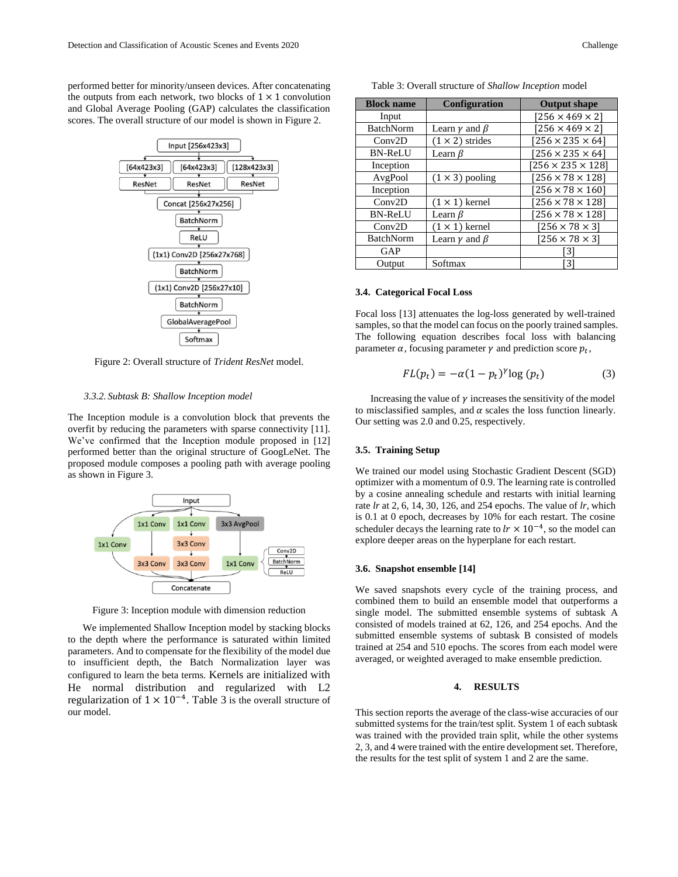performed better for minority/unseen devices. After concatenating the outputs from each network, two blocks of $1 \times 1$ convolution and Global Average Pooling (GAP) calculates the classification scores. The overall structure of our model is shown in Figure 2.

Figure 2: Overall structure of *Trident ResNet* model.

#### 3.3.2. Subtask B: Shallow Inception model

The Inception module is a convolution block that prevents the overfit by reducing the parameters with sparse connectivity [11]. We've confirmed that the Inception module proposed in [12] performed better than the original structure of GoogLeNet. The proposed module composes a pooling path with average pooling as shown in Figure 3.

Figure 3: Inception module with dimension reduction

We implemented Shallow Inception model by stacking blocks to the depth where the performance is saturated within limited parameters. And to compensate for the flexibility of the model due to insufficient depth, the Batch Normalization layer was configured to learn the beta terms. Kernels are initialized with He normal distribution and regularized with L2 regularization of $1 \times 10^{-4}$. Table 3 is the overall structure of our model.

Table 3: Overall structure of *Shallow Inception* model

| Block name | Configuration | Output shape |
|---|---|---|
| Input | | $[256 \times 469 \times 2]$ |
| BatchNorm | Learn $\gamma$ and $\beta$ | $[256 \times 469 \times 2]$ |
| Conv2D | $(1 \times 2)$ strides | $[256 \times 235 \times 64]$ |
| BN-ReLU | Learn $\beta$ | $[256 \times 235 \times 64]$ |
| Inception | | $[256 \times 235 \times 128]$ |
| AvgPool | $(1 \times 3)$ pooling | $[256 \times 78 \times 128]$ |
| Inception | | $[256 \times 78 \times 160]$ |
| Conv2D | $(1 \times 1)$ kernel | $[256 \times 78 \times 128]$ |
| BN-ReLU | Learn $\beta$ | $[256 \times 78 \times 128]$ |
| Conv2D | $(1 \times 1)$ kernel | $[256 \times 78 \times 3]$ |
| BatchNorm | Learn $\gamma$ and $\beta$ | $[256 \times 78 \times 3]$ |
| GAP | | $[3]$ |
| Output | Softmax | $[3]$ |

### 3.4. Categorical Focal Loss

Focal loss [13] attenuates the log-loss generated by well-trained samples, so that the model can focus on the poorly trained samples. The following equation describes focal loss with balancing parameter $\alpha$, focusing parameter $\gamma$ and prediction score $p_t$,

$$FL(p_t) = -\alpha(1 - p_t)^{\gamma} \log (p_t) \tag{3}$$

Increasing the value of $\gamma$ increases the sensitivity of the model to misclassified samples, and $\alpha$ scales the loss function linearly. Our setting was 2.0 and 0.25, respectively.

### 3.5. Training Setup

We trained our model using Stochastic Gradient Descent (SGD) optimizer with a momentum of 0.9. The learning rate is controlled by a cosine annealing schedule and restarts with initial learning rate *lr* at 2, 6, 14, 30, 126, and 254 epochs. The value of *lr*, which is 0.1 at 0 epoch, decreases by 10% for each restart. The cosine scheduler decays the learning rate to $lr \times 10^{-4}$, so the model can explore deeper areas on the hyperplane for each restart.

### 3.6. Snapshot ensemble [14]

We saved snapshots every cycle of the training process, and combined them to build an ensemble model that outperforms a single model. The submitted ensemble systems of subtask A consisted of models trained at 62, 126, and 254 epochs. And the submitted ensemble systems of subtask B consisted of models trained at 254 and 510 epochs. The scores from each model were averaged, or weighted averaged to make ensemble prediction.

## 4. RESULTS

This section reports the average of the class-wise accuracies of our submitted systems for the train/test split. System 1 of each subtask was trained with the provided train split, while the other systems 2, 3, and 4 were trained with the entire development set. Therefore, the results for the test split of system 1 and 2 are the same.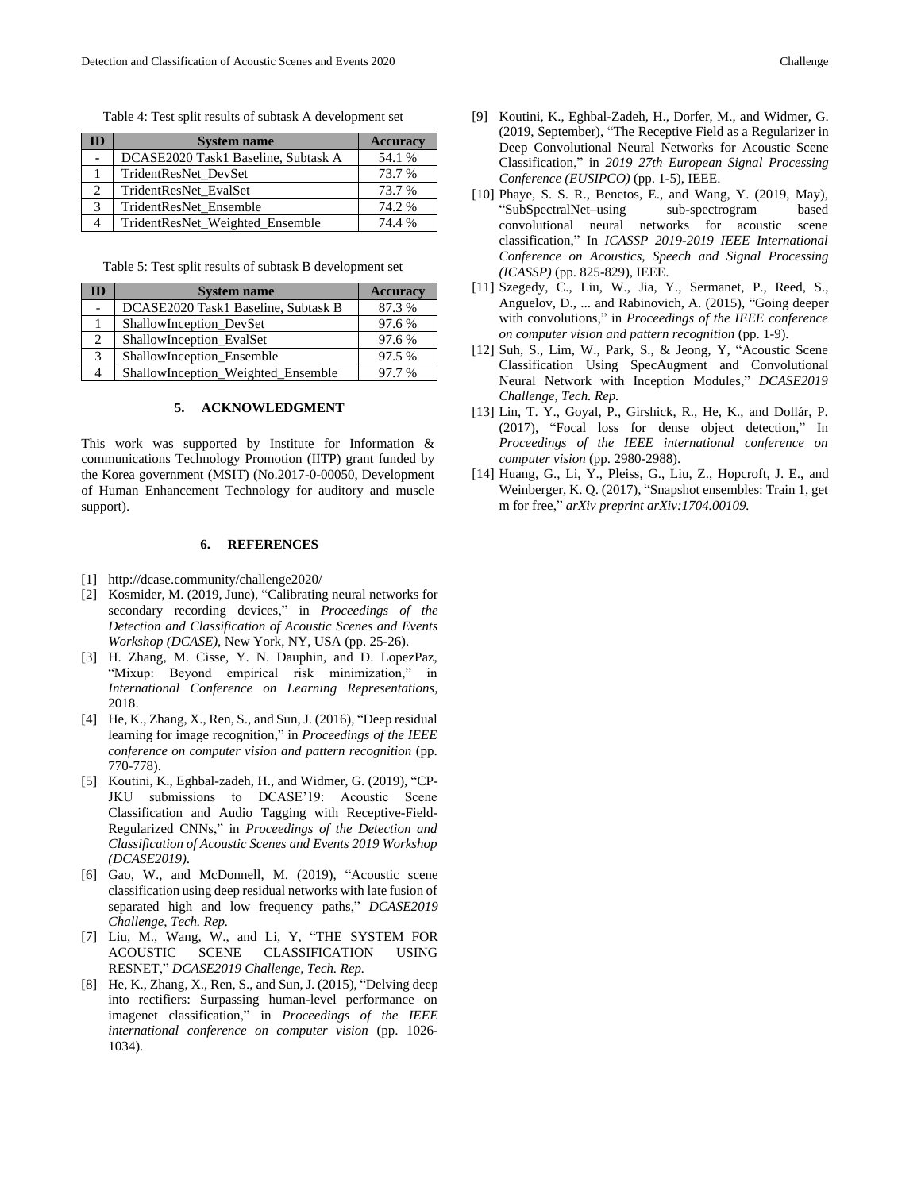Table 4: Test split results of subtask A development set

| ID | System name | Accuracy |
|---|---|---|
| - | DCASE2020 Task1 Baseline, Subtask A | 54.1 % |
| 1 | TridentResNet_DevSet | 73.7 % |
| 2 | TridentResNet_EvalSet | 73.7 % |
| 3 | TridentResNet_Ensemble | 74.2 % |
| 4 | TridentResNet_Weighted_Ensemble | 74.4 % |

Table 5: Test split results of subtask B development set

| ID | System name | Accuracy |
|---|---|---|
| - | DCASE2020 Task1 Baseline, Subtask B | 87.3 % |
| 1 | ShallowInception_DevSet | 97.6 % |
| 2 | ShallowInception_EvalSet | 97.6 % |
| 3 | ShallowInception_Ensemble | 97.5 % |
| 4 | ShallowInception_Weighted_Ensemble | 97.7 % |

## 5. ACKNOWLEDGMENT

This work was supported by Institute for Information & communications Technology Promotion (IITP) grant funded by the Korea government (MSIT) (No.2017-0-00050, Development of Human Enhancement Technology for auditory and muscle support).

## 6. REFERENCES

[1] http://dcase.community/challenge2020/

[2] Kosmider, M. (2019, June), "Calibrating neural networks for secondary recording devices," in *Proceedings of the Detection and Classification of Acoustic Scenes and Events Workshop (DCASE)*, New York, NY, USA (pp. 25-26).

[3] H. Zhang, M. Cisse, Y. N. Dauphin, and D. LopezPaz, "Mixup: Beyond empirical risk minimization," in *International Conference on Learning Representations*, 2018.

[4] He, K., Zhang, X., Ren, S., and Sun, J. (2016), "Deep residual learning for image recognition," in *Proceedings of the IEEE conference on computer vision and pattern recognition* (pp. 770-778).

[5] Koutini, K., Eghbal-zadeh, H., and Widmer, G. (2019), "CP-JKU submissions to DCASE'19: Acoustic Scene Classification and Audio Tagging with Receptive-Field-Regularized CNNs," in *Proceedings of the Detection and Classification of Acoustic Scenes and Events 2019 Workshop (DCASE2019)*.

[6] Gao, W., and McDonnell, M. (2019), "Acoustic scene classification using deep residual networks with late fusion of separated high and low frequency paths," *DCASE2019 Challenge, Tech. Rep.*

[7] Liu, M., Wang, W., and Li, Y, "THE SYSTEM FOR ACOUSTIC SCENE CLASSIFICATION USING RESNET," *DCASE2019 Challenge, Tech. Rep.*

[8] He, K., Zhang, X., Ren, S., and Sun, J. (2015), "Delving deep into rectifiers: Surpassing human-level performance on imagenet classification," in *Proceedings of the IEEE international conference on computer vision* (pp. 1026-1034).

[9] Koutini, K., Eghbal-Zadeh, H., Dorfer, M., and Widmer, G. (2019, September), "The Receptive Field as a Regularizer in Deep Convolutional Neural Networks for Acoustic Scene Classification," in *2019 27th European Signal Processing Conference (EUSIPCO)* (pp. 1-5), IEEE.

[10] Phaye, S. S. R., Benetos, E., and Wang, Y. (2019, May), "SubSpectralNet–using sub-spectrogram based convolutional neural networks for acoustic scene classification," In *ICASSP 2019-2019 IEEE International Conference on Acoustics, Speech and Signal Processing (ICASSP)* (pp. 825-829), IEEE.

[11] Szegedy, C., Liu, W., Jia, Y., Sermanet, P., Reed, S., Anguelov, D., ... and Rabinovich, A. (2015), "Going deeper with convolutions," in *Proceedings of the IEEE conference on computer vision and pattern recognition* (pp. 1-9).

[12] Suh, S., Lim, W., Park, S., & Jeong, Y, "Acoustic Scene Classification Using SpecAugment and Convolutional Neural Network with Inception Modules," *DCASE2019 Challenge, Tech. Rep.*

[13] Lin, T. Y., Goyal, P., Girshick, R., He, K., and Dollár, P. (2017), "Focal loss for dense object detection," In *Proceedings of the IEEE international conference on computer vision* (pp. 2980-2988).

[14] Huang, G., Li, Y., Pleiss, G., Liu, Z., Hopcroft, J. E., and Weinberger, K. Q. (2017), "Snapshot ensembles: Train 1, get m for free," *arXiv preprint arXiv:1704.00109.*